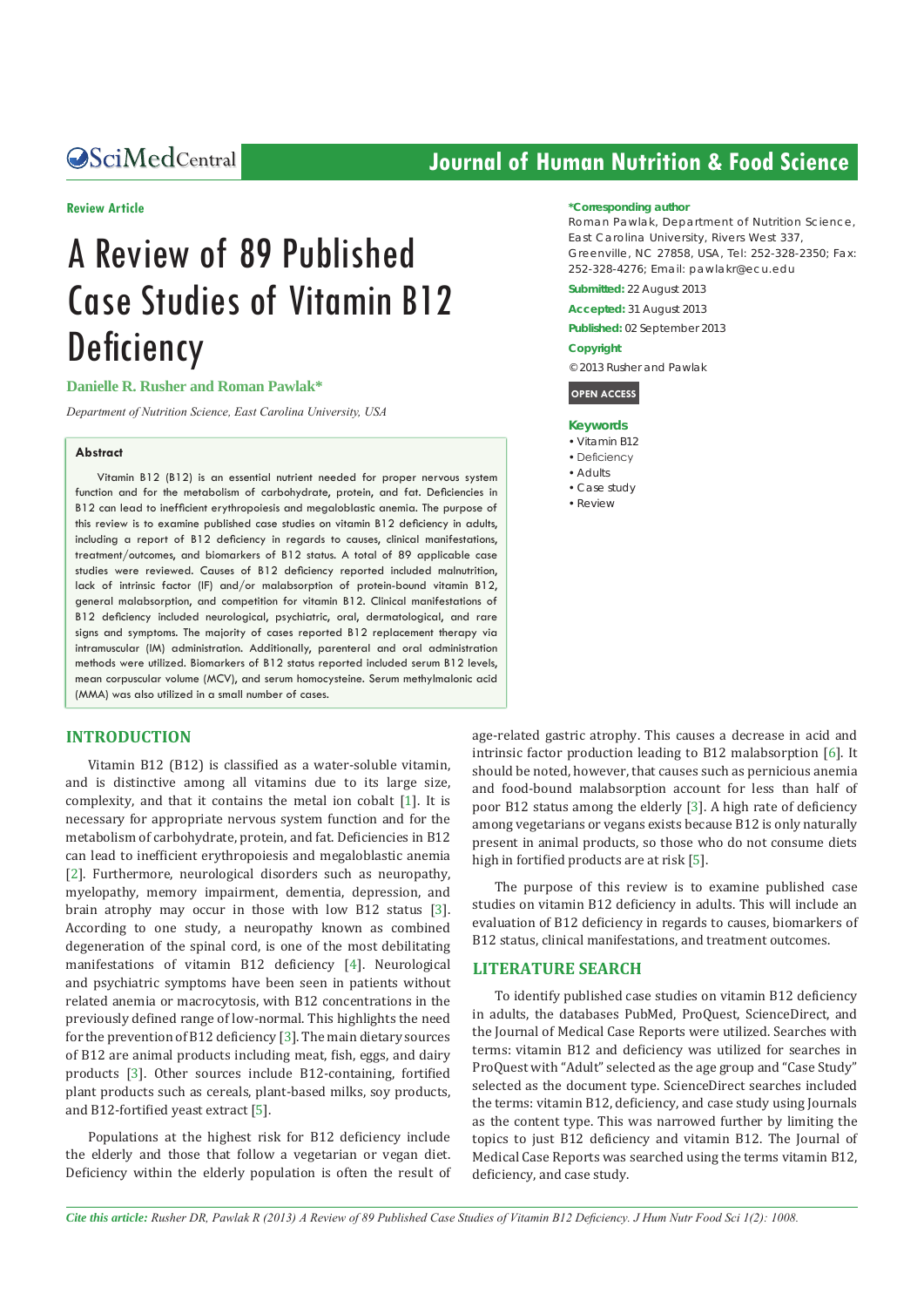**Review Article**

# A Review of 89 Published Case Studies of Vitamin B12 Deficiency

**Danielle R. Rusher and Roman Pawlak***

*Department of Nutrition Science, East Carolina University, USA*

**\*Corresponding author**

Roman Pawlak, Department of Nutrition Science, East Carolina University, Rivers West 337, Greenville, NC 27858, USA, Tel: 252-328-2350; Fax: 252-328-4276; Email: pawlakr@ecu.edu

**Submitted:** 22 August 2013

**Accepted:** 31 August 2013

**Published:** 02 September 2013

**Copyright**

© 2013 Rusher and Pawlak

**OPEN ACCESS**

**Keywords**

- Vitamin B12
- Deficiency
- Adults
- Case study
- Review

## Abstract

Vitamin B12 (B12) is an essential nutrient needed for proper nervous system function and for the metabolism of carbohydrate, protein, and fat. Deficiencies in B12 can lead to inefficient erythropoiesis and megaloblastic anemia. The purpose of this review is to examine published case studies on vitamin B12 deficiency in adults, including a report of B12 deficiency in regards to causes, clinical manifestations, treatment/outcomes, and biomarkers of B12 status. A total of 89 applicable case studies were reviewed. Causes of B12 deficiency reported included malnutrition, lack of intrinsic factor (IF) and/or malabsorption of protein-bound vitamin B12, general malabsorption, and competition for vitamin B12. Clinical manifestations of B12 deficiency included neurological, psychiatric, oral, dermatological, and rare signs and symptoms. The majority of cases reported B12 replacement therapy via intramuscular (IM) administration. Additionally, parenteral and oral administration methods were utilized. Biomarkers of B12 status reported included serum B12 levels, mean corpuscular volume (MCV), and serum homocysteine. Serum methylmalonic acid (MMA) was also utilized in a small number of cases.

## INTRODUCTION

Vitamin B12 (B12) is classified as a water-soluble vitamin, and is distinctive among all vitamins due to its large size, complexity, and that it contains the metal ion cobalt [1]. It is necessary for appropriate nervous system function and for the metabolism of carbohydrate, protein, and fat. Deficiencies in B12 can lead to inefficient erythropoiesis and megaloblastic anemia [2]. Furthermore, neurological disorders such as neuropathy, myelopathy, memory impairment, dementia, depression, and brain atrophy may occur in those with low B12 status [3]. According to one study, a neuropathy known as combined degeneration of the spinal cord, is one of the most debilitating manifestations of vitamin B12 deficiency [4]. Neurological and psychiatric symptoms have been seen in patients without related anemia or macrocytosis, with B12 concentrations in the previously defined range of low-normal. This highlights the need for the prevention of B12 deficiency [3]. The main dietary sources of B12 are animal products including meat, fish, eggs, and dairy products [3]. Other sources include B12-containing, fortified plant products such as cereals, plant-based milks, soy products, and B12-fortified yeast extract [5].

Populations at the highest risk for B12 deficiency include the elderly and those that follow a vegetarian or vegan diet. Deficiency within the elderly population is often the result of age-related gastric atrophy. This causes a decrease in acid and intrinsic factor production leading to B12 malabsorption [6]. It should be noted, however, that causes such as pernicious anemia and food-bound malabsorption account for less than half of poor B12 status among the elderly [3]. A high rate of deficiency among vegetarians or vegans exists because B12 is only naturally present in animal products, so those who do not consume diets high in fortified products are at risk [5].

The purpose of this review is to examine published case studies on vitamin B12 deficiency in adults. This will include an evaluation of B12 deficiency in regards to causes, biomarkers of B12 status, clinical manifestations, and treatment outcomes.

## LITERATURE SEARCH

To identify published case studies on vitamin B12 deficiency in adults, the databases PubMed, ProQuest, ScienceDirect, and the Journal of Medical Case Reports were utilized. Searches with terms: vitamin B12 and deficiency was utilized for searches in ProQuest with "Adult" selected as the age group and "Case Study" selected as the document type. ScienceDirect searches included the terms: vitamin B12, deficiency, and case study using Journals as the content type. This was narrowed further by limiting the topics to just B12 deficiency and vitamin B12. The Journal of Medical Case Reports was searched using the terms vitamin B12, deficiency, and case study.

*Cite this article: Rusher DR, Pawlak R (2013) A Review of 89 Published Case Studies of Vitamin B12 Deficiency. J Hum Nutr Food Sci 1(2): 1008.*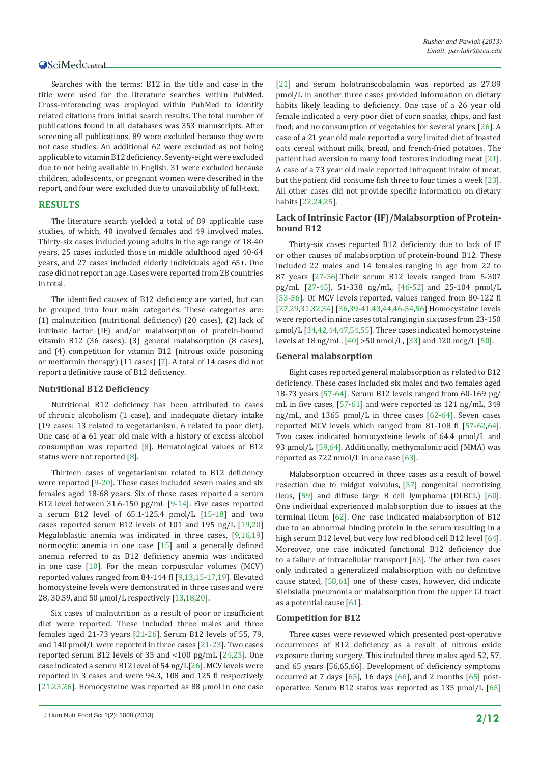Searches with the terms: B12 in the title and case in the title were used for the literature searches within PubMed. Cross-referencing was employed within PubMed to identify related citations from initial search results. The total number of publications found in all databases was 353 manuscripts. After screening all publications, 89 were excluded because they were not case studies. An additional 62 were excluded as not being applicable to vitamin B12 deficiency. Seventy-eight were excluded due to not being available in English, 31 were excluded because children, adolescents, or pregnant women were described in the report, and four were excluded due to unavailability of full-text.

## RESULTS

The literature search yielded a total of 89 applicable case studies, of which, 40 involved females and 49 involved males. Thirty-six cases included young adults in the age range of 18-40 years, 25 cases included those in middle adulthood aged 40-64 years, and 27 cases included elderly individuals aged 65+. One case did not report an age. Cases were reported from 28 countries in total.

The identified causes of B12 deficiency are varied, but can be grouped into four main categories. These categories are: (1) malnutrition (nutritional deficiency) (20 cases), (2) lack of intrinsic factor (IF) and/or malabsorption of protein-bound vitamin B12 (36 cases), (3) general malabsorption (8 cases), and (4) competition for vitamin B12 (nitrous oxide poisoning or metformin therapy) (11 cases) [7]. A total of 14 cases did not report a definitive cause of B12 deficiency.

### Nutritional B12 Deficiency

Nutritional B12 deficiency has been attributed to cases of chronic alcoholism (1 case), and inadequate dietary intake (19 cases: 13 related to vegetarianism, 6 related to poor diet). One case of a 61 year old male with a history of excess alcohol consumption was reported [8]. Hematological values of B12 status were not reported [8].

Thirteen cases of vegetarianism related to B12 deficiency were reported [9-20]. These cases included seven males and six females aged 18-68 years. Six of these cases reported a serum B12 level between 31.6-150 pg/mL [9-14]. Five cases reported a serum B12 level of 65.1-125.4 pmol/L [15-18] and two cases reported serum B12 levels of 101 and 195 ng/L [19,20] Megaloblastic anemia was indicated in three cases, [9,16,19] normocytic anemia in one case [15] and a generally defined anemia referred to as B12 deficiency anemia was indicated in one case [10]. For the mean corpuscular volumes (MCV) reported values ranged from 84-144 fl [9,13,15-17,19]. Elevated homocysteine levels were demonstrated in three cases and were 28, 30.59, and 50 µmol/L respectively [13,18,20].

Six cases of malnutrition as a result of poor or insufficient diet were reported. These included three males and three females aged 21-73 years [21-26]. Serum B12 levels of 55, 79, and 140 pmol/L were reported in three cases [21-23]. Two cases reported serum B12 levels of 35 and <100 pg/mL [24,25]. One case indicated a serum B12 level of 54 ng/L[26]. MCV levels were reported in 3 cases and were 94.3, 108 and 125 fl respectively [21,23,26]. Homocysteine was reported as 88 µmol in one case [21] and serum holotranscobalamin was reported as 27.89 pmol/L in another three cases provided information on dietary habits likely leading to deficiency. One case of a 26 year old female indicated a very poor diet of corn snacks, chips, and fast food; and no consumption of vegetables for several years [26]. A case of a 21 year old male reported a very limited diet of toasted oats cereal without milk, bread, and french-fried potatoes. The patient had aversion to many food textures including meat [21]. A case of a 73 year old male reported infrequent intake of meat, but the patient did consume fish three to four times a week [23]. All other cases did not provide specific information on dietary habits [22,24,25].

### Lack of Intrinsic Factor (IF)/Malabsorption of Protein-bound B12

Thirty-six cases reported B12 deficiency due to lack of IF or other causes of malabsorption of protein-bound B12. These included 22 males and 14 females ranging in age from 22 to 87 years [27-56].Their serum B12 levels ranged from 5-307 pg/mL [27-45], 51-338 ng/mL, [46-52] and 25-104 pmol/L [53-56]. Of MCV levels reported, values ranged from 80-122 fl [27,29,31,32,34] [36,39-41,43,44,46-54,56] Homocysteine levels were reported in nine cases total ranging in six cases from 23-150 µmol/L [34,42,44,47,54,55]. Three cases indicated homocysteine levels at 18 ng/mL, [40] >50 nmol/L, [33] and 120 mcg/L [50].

### General malabsorption

Eight cases reported general malabsorption as related to B12 deficiency. These cases included six males and two females aged 18-73 years [57-64]. Serum B12 levels ranged from 60-169 pg/mL in five cases, [57-61] and were reported as 121 ng/mL, 349 ng/mL, and 1365 pmol/L in three cases [62-64]. Seven cases reported MCV levels which ranged from 81-108 fl [57-62,64]. Two cases indicated homocysteine levels of 64.4 µmol/L and 93 µmol/L [59,64]. Additionally, methymalonic acid (MMA) was reported as 722 nmol/L in one case [63].

Malabsorption occurred in three cases as a result of bowel resection due to midgut volvulus, [57] congenital necrotizing ileus, [59] and diffuse large B cell lymphoma (DLBCL) [60]. One individual experienced malabsorption due to issues at the terminal ileum [62]. One case indicated malabsorption of B12 due to an abnormal binding protein in the serum resulting in a high serum B12 level, but very low red blood cell B12 level [64]. Moreover, one case indicated functional B12 deficiency due to a failure of intracellular transport [63]. The other two cases only indicated a generalized malabsorption with no definitive cause stated, [58,61] one of these cases, however, did indicate Klebsialla pneumonia or malabsorption from the upper GI tract as a potential cause [61].

### Competition for B12

Three cases were reviewed which presented post-operative occurrences of B12 deficiency as a result of nitrous oxide exposure during surgery. This included three males aged 52, 57, and 65 years [56,65,66]. Development of deficiency symptoms occurred at 7 days [65], 16 days [66], and 2 months [65] post-operative. Serum B12 status was reported as 135 pmol/L [65]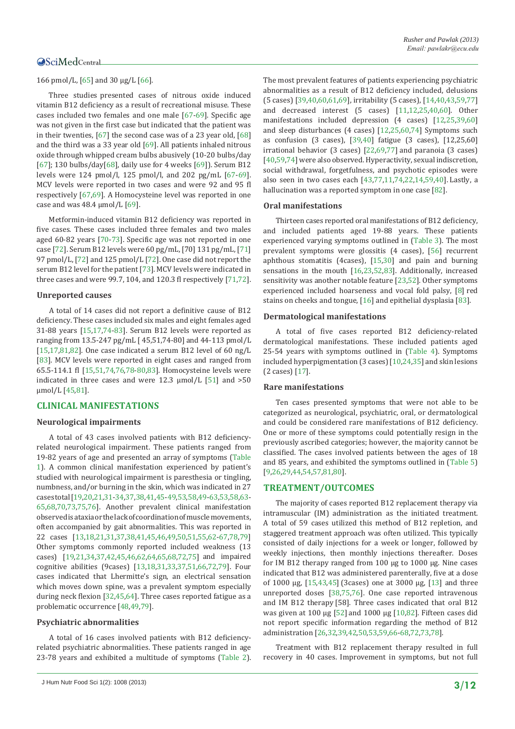166 pmol/L, [65] and 30 μg/L [66].

Three studies presented cases of nitrous oxide induced vitamin B12 deficiency as a result of recreational misuse. These cases included two females and one male [67-69]. Specific age was not given in the first case but indicated that the patient was in their twenties, [67] the second case was of a 23 year old, [68] and the third was a 33 year old [69]. All patients inhaled nitrous oxide through whipped cream bulbs abusively (10-20 bulbs/day [67]; 130 bulbs/day[68], daily use for 4 weeks [69]). Serum B12 levels were 124 pmol/l, 125 pmol/l, and 202 pg/mL [67-69]. MCV levels were reported in two cases and were 92 and 95 fl respectively [67,69]. A Homocysteine level was reported in one case and was 48.4 μmol/L [69].

Metformin-induced vitamin B12 deficiency was reported in five cases. These cases included three females and two males aged 60-82 years [70-73]. Specific age was not reported in one case [72]. Serum B12 levels were 60 pg/mL, [70] 131 pg/mL, [71] 97 pmol/L, [72] and 125 pmol/L [72]. One case did not report the serum B12 level for the patient [73]. MCV levels were indicated in three cases and were 99.7, 104, and 120.3 fl respectively [71,72].

### Unreported causes

A total of 14 cases did not report a definitive cause of B12 deficiency. These cases included six males and eight females aged 31-88 years [15,17,74-83]. Serum B12 levels were reported as ranging from 13.5-247 pg/mL [ 45,51,74-80] and 44-113 pmol/L [15,17,81,82]. One case indicated a serum B12 level of 60 ng/L [83]. MCV levels were reported in eight cases and ranged from 65.5-114.1 fl [15,51,74,76,78-80,83]. Homocysteine levels were indicated in three cases and were 12.3 μmol/L [51] and >50 μmol/L [45,81].

## CLINICAL MANIFESTATIONS

### Neurological impairments

A total of 43 cases involved patients with B12 deficiency-related neurological impairment. These patients ranged from 19-82 years of age and presented an array of symptoms (Table 1). A common clinical manifestation experienced by patient's studied with neurological impairment is paresthesia or tingling, numbness, and/or burning in the skin, which was indicated in 27 cases total [19,20,21,31-34,37,38,41,45-49,53,58,49-63,53,58,63-65,68,70,73,75,76]. Another prevalent clinical manifestation observed is ataxia or the lack of coordination of muscle movements, often accompanied by gait abnormalities. This was reported in 22 cases [13,18,21,31,37,38,41,45,46,49,50,51,55,62-67,78,79] Other symptoms commonly reported included weakness (13 cases) [19,21,34,37,42,45,46,62,64,65,68,72,75] and impaired cognitive abilities (9cases) [13,18,31,33,37,51,66,72,79]. Four cases indicated that Lhermitte's sign, an electrical sensation which moves down spine, was a prevalent symptom especially during neck flexion [32,45,64]. Three cases reported fatigue as a problematic occurrence [48,49,79].

### Psychiatric abnormalities

A total of 16 cases involved patients with B12 deficiency-related psychiatric abnormalities. These patients ranged in age 23-78 years and exhibited a multitude of symptoms (Table 2). The most prevalent features of patients experiencing psychiatric abnormalities as a result of B12 deficiency included, delusions (5 cases) [39,40,60,61,69], irritability (5 cases), [14,40,43,59,77] and decreased interest (5 cases) [11,12,25,40,60]. Other manifestations included depression (4 cases) [12,25,39,60] and sleep disturbances (4 cases) [12,25,60,74] Symptoms such as confusion (3 cases), [39,40] fatigue (3 cases), [12,25,60] irrational behavior (3 cases) [22,69,77] and paranoia (3 cases) [40,59,74] were also observed. Hyperactivity, sexual indiscretion, social withdrawal, forgetfulness, and psychotic episodes were also seen in two cases each [43,77,11,74,22,14,59,40]. Lastly, a hallucination was a reported symptom in one case [82].

### Oral manifestations

Thirteen cases reported oral manifestations of B12 deficiency, and included patients aged 19-88 years. These patients experienced varying symptoms outlined in (Table 3). The most prevalent symptoms were glossitis (4 cases), [56] recurrent aphthous stomatitis (4cases), [15,30] and pain and burning sensations in the mouth [16,23,52,83]. Additionally, increased sensitivity was another notable feature [23,52]. Other symptoms experienced included hoarseness and vocal fold palsy, [8] red stains on cheeks and tongue, [16] and epithelial dysplasia [83].

### Dermatological manifestations

A total of five cases reported B12 deficiency-related dermatological manifestations. These included patients aged 25-54 years with symptoms outlined in (Table 4). Symptoms included hyperpigmentation (3 cases) [10,24,35] and skin lesions (2 cases) [17].

### Rare manifestations

Ten cases presented symptoms that were not able to be categorized as neurological, psychiatric, oral, or dermatological and could be considered rare manifestations of B12 deficiency. One or more of these symptoms could potentially resign in the previously ascribed categories; however, the majority cannot be classified. The cases involved patients between the ages of 18 and 85 years, and exhibited the symptoms outlined in (Table 5) [9,26,29,44,54,57,81,80].

## TREATMENT/OUTCOMES

The majority of cases reported B12 replacement therapy via intramuscular (IM) administration as the initiated treatment. A total of 59 cases utilized this method of B12 repletion, and staggered treatment approach was often utilized. This typically consisted of daily injections for a week or longer, followed by weekly injections, then monthly injections thereafter. Doses for IM B12 therapy ranged from 100 μg to 1000 μg. Nine cases indicated that B12 was administered parenterally, five at a dose of 1000 μg, [15,43,45] (3cases) one at 3000 μg, [13] and three unreported doses [38,75,76]. One case reported intravenous and IM B12 therapy [58]. Three cases indicated that oral B12 was given at 100 μg [52] and 1000 μg [10,82]. Fifteen cases did not report specific information regarding the method of B12 administration [26,32,39,42,50,53,59,66-68,72,73,78].

Treatment with B12 replacement therapy resulted in full recovery in 40 cases. Improvement in symptoms, but not full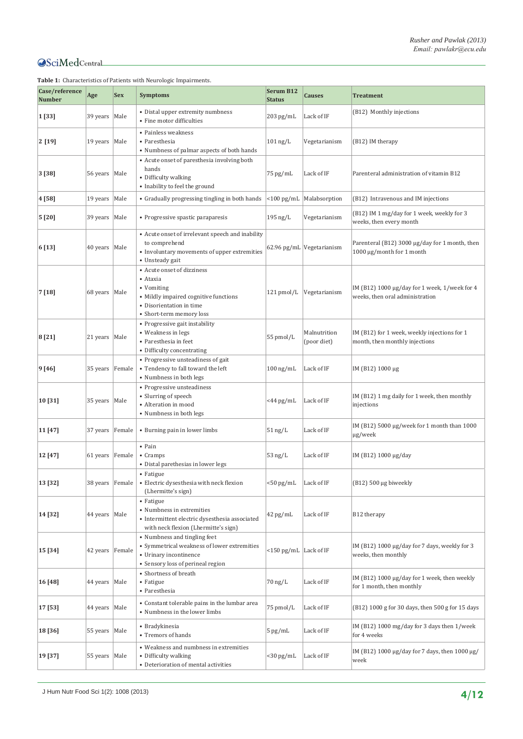**Table 1:** Characteristics of Patients with Neurologic Impairments.

| Case/reference Number | Age | Sex | Symptoms | Serum B12 Status | Causes | Treatment |
|---|---|---|---|---|---|---|
| **1 [33]** | 39 years | Male | • Distal upper extremity numbness<br>• Fine motor difficulties | 203 pg/mL | Lack of IF | (B12) Monthly injections |
| **2 [19]** | 19 years | Male | • Painless weakness<br>• Paresthesia<br>• Numbness of palmar aspects of both hands | 101 ng/L | Vegetarianism | (B12) IM therapy |
| **3 [38]** | 56 years | Male | • Acute onset of paresthesia involving both hands<br>• Difficulty walking<br>• Inability to feel the ground | 75 pg/mL | Lack of IF | Parenteral administration of vitamin B12 |
| **4 [58]** | 19 years | Male | • Gradually progressing tingling in both hands | <100 pg/mL | Malabsorption | (B12) Intravenous and IM injections |
| **5 [20]** | 39 years | Male | • Progressive spastic paraparesis | 195 ng/L | Vegetarianism | (B12) IM 1 mg/day for 1 week, weekly for 3 weeks, then every month |
| **6 [13]** | 40 years | Male | • Acute onset of irrelevant speech and inability to comprehend<br>• Involuntary movements of upper extremities<br>• Unsteady gait | 62.96 pg/mL | Vegetarianism | Parenteral (B12) 3000 µg/day for 1 month, then 1000 µg/month for 1 month |
| **7 [18]** | 68 years | Male | • Acute onset of dizziness<br>• Ataxia<br>• Vomiting<br>• Mildly impaired cognitive functions<br>• Disorientation in time<br>• Short-term memory loss | 121 pmol/L | Vegetarianism | IM (B12) 1000 µg/day for 1 week, 1/week for 4 weeks, then oral administration |
| **8 [21]** | 21 years | Male | • Progressive gait instability<br>• Weakness in legs<br>• Paresthesia in feet<br>• Difficulty concentrating | 55 pmol/L | Malnutrition (poor diet) | IM (B12) for 1 week, weekly injections for 1 month, then monthly injections |
| **9 [46]** | 35 years | Female | • Progressive unsteadiness of gait<br>• Tendency to fall toward the left<br>• Numbness in both legs | 100 ng/mL | Lack of IF | IM (B12) 1000 µg |
| **10 [31]** | 35 years | Male | • Progressive unsteadiness<br>• Slurring of speech<br>• Alteration in mood<br>• Numbness in both legs | <44 pg/mL | Lack of IF | IM (B12) 1 mg daily for 1 week, then monthly injections |
| **11 [47]** | 37 years | Female | • Burning pain in lower limbs | 51 ng/L | Lack of IF | IM (B12) 5000 µg/week for 1 month than 1000 µg/week |
| **12 [47]** | 61 years | Female | • Pain<br>• Cramps<br>• Distal parethesias in lower legs | 53 ng/L | Lack of IF | IM (B12) 1000 µg/day |
| **13 [32]** | 38 years | Female | • Fatigue<br>• Electric dysesthesia with neck flexion (Lhermitte's sign) | <50 pg/mL | Lack of IF | (B12) 500 µg biweekly |
| **14 [32]** | 44 years | Male | • Fatigue<br>• Numbness in extremities<br>• Intermittent electric dysesthesia associated with neck flexion (Lhermitte's sign) | 42 pg/mL | Lack of IF | B12 therapy |
| **15 [34]** | 42 years | Female | • Numbness and tingling feet<br>• Symmetrical weakness of lower extremities<br>• Urinary incontinence<br>• Sensory loss of perineal region | <150 pg/mL | Lack of IF | IM (B12) 1000 µg/day for 7 days, weekly for 3 weeks, then monthly |
| **16 [48]** | 44 years | Male | • Shortness of breath<br>• Fatigue<br>• Paresthesia | 70 ng/L | Lack of IF | IM (B12) 1000 µg/day for 1 week, then weekly for 1 month, then monthly |
| **17 [53]** | 44 years | Male | • Constant tolerable pains in the lumbar area<br>• Numbness in the lower limbs | 75 pmol/L | Lack of IF | (B12) 1000 g for 30 days, then 500 g for 15 days |
| **18 [36]** | 55 years | Male | • Bradykinesia<br>• Tremors of hands | 5 pg/mL | Lack of IF | IM (B12) 1000 mg/day for 3 days then 1/week for 4 weeks |
| **19 [37]** | 55 years | Male | • Weakness and numbness in extremities<br>• Difficulty walking<br>• Deterioration of mental activities | <30 pg/mL | Lack of IF | IM (B12) 1000 µg/day for 7 days, then 1000 µg/week |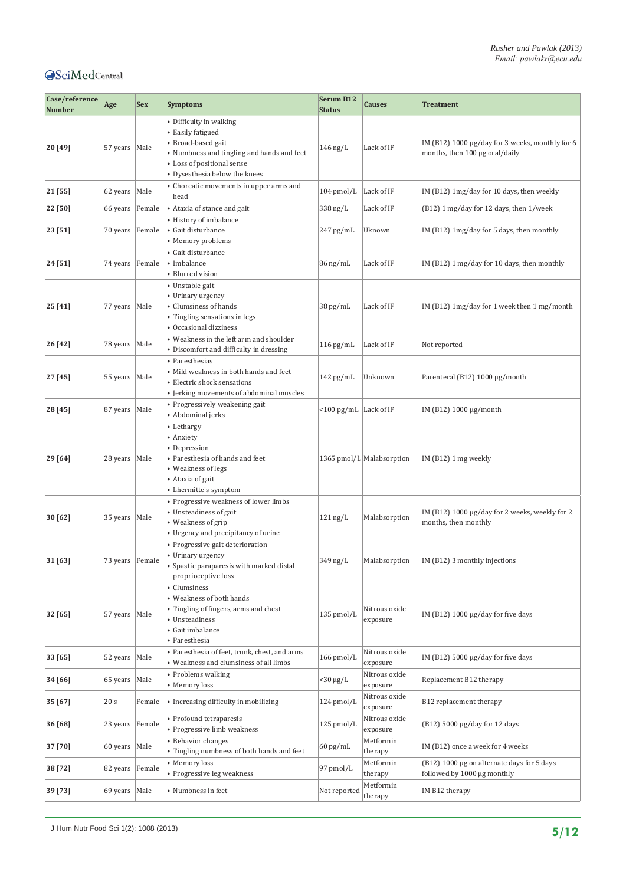| Case/reference Number | Age | Sex | Symptoms | Serum B12 Status | Causes | Treatment |
|---|---|---|---|---|---|---|
| 20 [49] | 57 years | Male | • Difficulty in walking<br>• Easily fatigued<br>• Broad-based gait<br>• Numbness and tingling and hands and feet<br>• Loss of positional sense<br>• Dysesthesia below the knees | 146 ng/L | Lack of IF | IM (B12) 1000 µg/day for 3 weeks, monthly for 6 months, then 100 µg oral/daily |
| 21 [55] | 62 years | Male | • Choreatic movements in upper arms and head | 104 pmol/L | Lack of IF | IM (B12) 1mg/day for 10 days, then weekly |
| 22 [50] | 66 years | Female | • Ataxia of stance and gait | 338 ng/L | Lack of IF | (B12) 1 mg/day for 12 days, then 1/week |
| 23 [51] | 70 years | Female | • History of imbalance<br>• Gait disturbance<br>• Memory problems | 247 pg/mL | Uknown | IM (B12) 1mg/day for 5 days, then monthly |
| 24 [51] | 74 years | Female | • Gait disturbance<br>• Imbalance<br>• Blurred vision | 86 ng/mL | Lack of IF | IM (B12) 1 mg/day for 10 days, then monthly |
| 25 [41] | 77 years | Male | • Unstable gait<br>• Urinary urgency<br>• Clumsiness of hands<br>• Tingling sensations in legs<br>• Occasional dizziness | 38 pg/mL | Lack of IF | IM (B12) 1mg/day for 1 week then 1 mg/month |
| 26 [42] | 78 years | Male | • Weakness in the left arm and shoulder<br>• Discomfort and difficulty in dressing | 116 pg/mL | Lack of IF | Not reported |
| 27 [45] | 55 years | Male | • Paresthesias<br>• Mild weakness in both hands and feet<br>• Electric shock sensations<br>• Jerking movements of abdominal muscles | 142 pg/mL | Unknown | Parenteral (B12) 1000 µg/month |
| 28 [45] | 87 years | Male | • Progressively weakening gait<br>• Abdominal jerks | <100 pg/mL | Lack of IF | IM (B12) 1000 µg/month |
| 29 [64] | 28 years | Male | • Lethargy<br>• Anxiety<br>• Depression<br>• Paresthesia of hands and feet<br>• Weakness of legs<br>• Ataxia of gait<br>• Lhermitte's symptom | 1365 pmol/L | Malabsorption | IM (B12) 1 mg weekly |
| 30 [62] | 35 years | Male | • Progressive weakness of lower limbs<br>• Unsteadiness of gait<br>• Weakness of grip<br>• Urgency and precipitancy of urine | 121 ng/L | Malabsorption | IM (B12) 1000 µg/day for 2 weeks, weekly for 2 months, then monthly |
| 31 [63] | 73 years | Female | • Progressive gait deterioration<br>• Urinary urgency<br>• Spastic paraparesis with marked distal proprioceptive loss | 349 ng/L | Malabsorption | IM (B12) 3 monthly injections |
| 32 [65] | 57 years | Male | • Clumsiness<br>• Weakness of both hands<br>• Tingling of fingers, arms and chest<br>• Unsteadiness<br>• Gait imbalance<br>• Paresthesia | 135 pmol/L | Nitrous oxide exposure | IM (B12) 1000 µg/day for five days |
| 33 [65] | 52 years | Male | • Paresthesia of feet, trunk, chest, and arms<br>• Weakness and clumsiness of all limbs | 166 pmol/L | Nitrous oxide exposure | IM (B12) 5000 µg/day for five days |
| 34 [66] | 65 years | Male | • Problems walking<br>• Memory loss | <30 µg/L | Nitrous oxide exposure | Replacement B12 therapy |
| 35 [67] | 20's | Female | • Increasing difficulty in mobilizing | 124 pmol/L | Nitrous oxide exposure | B12 replacement therapy |
| 36 [68] | 23 years | Female | • Profound tetraparesis<br>• Progressive limb weakness | 125 pmol/L | Nitrous oxide exposure | (B12) 5000 µg/day for 12 days |
| 37 [70] | 60 years | Male | • Behavior changes<br>• Tingling numbness of both hands and feet | 60 pg/mL | Metformin therapy | IM (B12) once a week for 4 weeks |
| 38 [72] | 82 years | Female | • Memory loss<br>• Progressive leg weakness | 97 pmol/L | Metformin therapy | (B12) 1000 µg on alternate days for 5 days followed by 1000 µg monthly |
| 39 [73] | 69 years | Male | • Numbness in feet | Not reported | Metformin therapy | IM B12 therapy |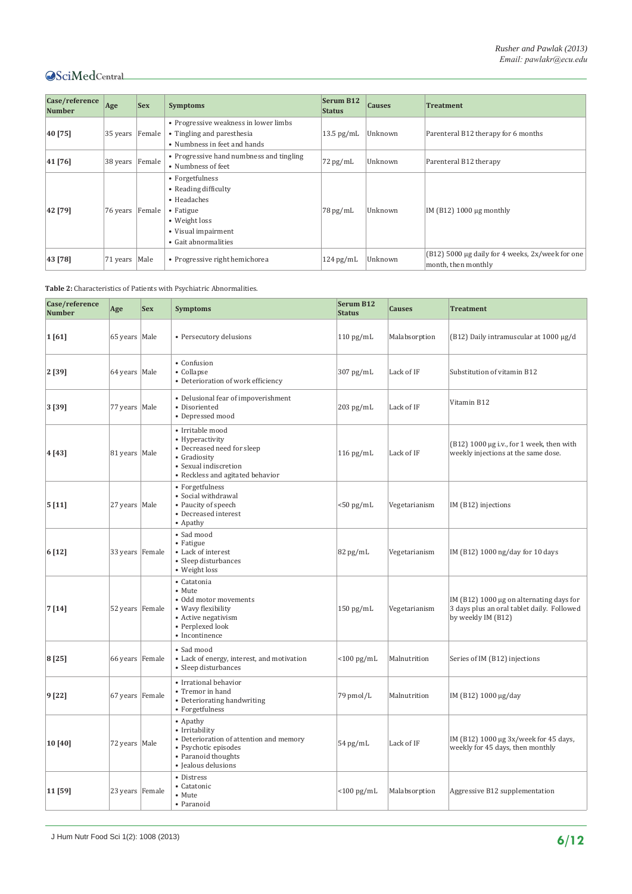| Case/reference Number | Age | Sex | Symptoms | Serum B12 Status | Causes | Treatment |
|---|---|---|---|---|---|---|
| 40 [75] | 35 years | Female | • Progressive weakness in lower limbs<br>• Tingling and paresthesia<br>• Numbness in feet and hands | 13.5 pg/mL | Unknown | Parenteral B12 therapy for 6 months |
| 41 [76] | 38 years | Female | • Progressive hand numbness and tingling<br>• Numbness of feet | 72 pg/mL | Unknown | Parenteral B12 therapy |
| 42 [79] | 76 years | Female | • Forgetfulness<br>• Reading difficulty<br>• Headaches<br>• Fatigue<br>• Weight loss<br>• Visual impairment<br>• Gait abnormalities | 78 pg/mL | Unknown | IM (B12) 1000 µg monthly |
| 43 [78] | 71 years | Male | • Progressive right hemichorea | 124 pg/mL | Unknown | (B12) 5000 µg daily for 4 weeks, 2x/week for one month, then monthly |

**Table 2:** Characteristics of Patients with Psychiatric Abnormalities.

| Case/reference Number | Age | Sex | Symptoms | Serum B12 Status | Causes | Treatment |
|---|---|---|---|---|---|---|
| 1 [61] | 65 years | Male | • Persecutory delusions | 110 pg/mL | Malabsorption | (B12) Daily intramuscular at 1000 µg/d |
| 2 [39] | 64 years | Male | • Confusion<br>• Collapse<br>• Deterioration of work efficiency | 307 pg/mL | Lack of IF | Substitution of vitamin B12 |
| 3 [39] | 77 years | Male | • Delusional fear of impoverishment<br>• Disoriented<br>• Depressed mood | 203 pg/mL | Lack of IF | Vitamin B12 |
| 4 [43] | 81 years | Male | • Irritable mood<br>• Hyperactivity<br>• Decreased need for sleep<br>• Gradiosity<br>• Sexual indiscretion<br>• Reckless and agitated behavior | 116 pg/mL | Lack of IF | (B12) 1000 µg i.v., for 1 week, then with weekly injections at the same dose. |
| 5 [11] | 27 years | Male | • Forgetfulness<br>• Social withdrawal<br>• Paucity of speech<br>• Decreased interest<br>• Apathy | <50 pg/mL | Vegetarianism | IM (B12) injections |
| 6 [12] | 33 years | Female | • Sad mood<br>• Fatigue<br>• Lack of interest<br>• Sleep disturbances<br>• Weight loss | 82 pg/mL | Vegetarianism | IM (B12) 1000 ng/day for 10 days |
| 7 [14] | 52 years | Female | • Catatonia<br>• Mute<br>• Odd motor movements<br>• Wavy flexibility<br>• Active negativism<br>• Perplexed look<br>• Incontinence | 150 pg/mL | Vegetarianism | IM (B12) 1000 µg on alternating days for 3 days plus an oral tablet daily. Followed by weekly IM (B12) |
| 8 [25] | 66 years | Female | • Sad mood<br>• Lack of energy, interest, and motivation<br>• Sleep disturbances | <100 pg/mL | Malnutrition | Series of IM (B12) injections |
| 9 [22] | 67 years | Female | • Irrational behavior<br>• Tremor in hand<br>• Deteriorating handwriting<br>• Forgetfulness | 79 pmol/L | Malnutrition | IM (B12) 1000 µg/day |
| 10 [40] | 72 years | Male | • Apathy<br>• Irritability<br>• Deterioration of attention and memory<br>• Psychotic episodes<br>• Paranoid thoughts<br>• Jealous delusions | 54 pg/mL | Lack of IF | IM (B12) 1000 µg 3x/week for 45 days, weekly for 45 days, then monthly |
| 11 [59] | 23 years | Female | • Distress<br>• Catatonic<br>• Mute<br>• Paranoid | <100 pg/mL | Malabsorption | Aggressive B12 supplementation |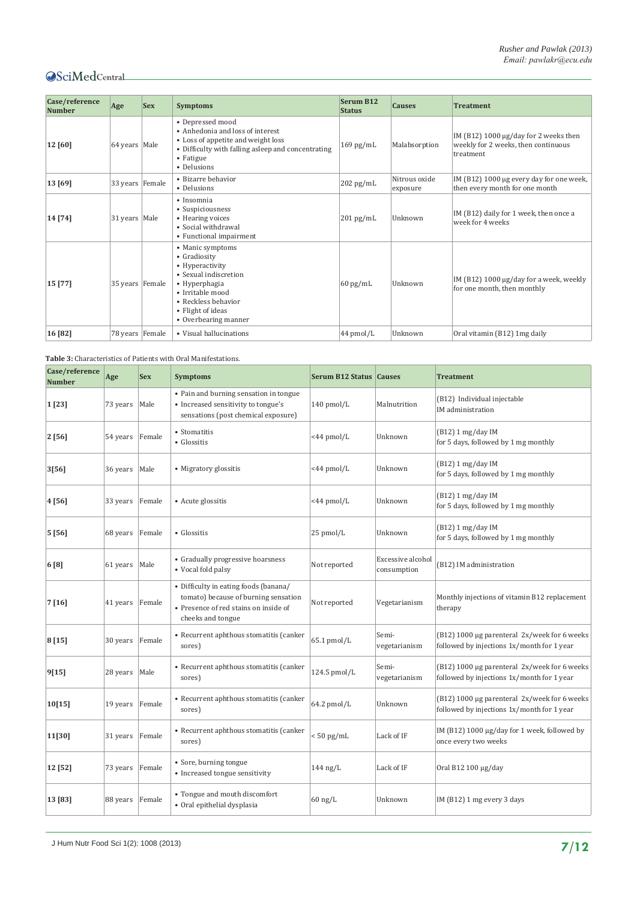| Case/reference Number | Age | Sex | Symptoms | Serum B12 Status | Causes | Treatment |
|---|---|---|---|---|---|---|
| **12 [60]** | 64 years | Male | • Depressed mood<br>• Anhedonia and loss of interest<br>• Loss of appetite and weight loss<br>• Difficulty with falling asleep and concentrating<br>• Fatigue<br>• Delusions | 169 pg/mL | Malabsorption | IM (B12) 1000 µg/day for 2 weeks then weekly for 2 weeks, then continuous treatment |
| **13 [69]** | 33 years | Female | • Bizarre behavior<br>• Delusions | 202 pg/mL | Nitrous oxide exposure | IM (B12) 1000 µg every day for one week, then every month for one month |
| **14 [74]** | 31 years | Male | • Insomnia<br>• Suspiciousness<br>• Hearing voices<br>• Social withdrawal<br>• Functional impairment | 201 pg/mL | Unknown | IM (B12) daily for 1 week, then once a week for 4 weeks |
| **15 [77]** | 35 years | Female | • Manic symptoms<br>• Gradiosity<br>• Hyperactivity<br>• Sexual indiscretion<br>• Hyperphagia<br>• Irritable mood<br>• Reckless behavior<br>• Flight of ideas<br>• Overbearing manner | 60 pg/mL | Unknown | IM (B12) 1000 µg/day for a week, weekly for one month, then monthly |
| **16 [82]** | 78 years | Female | • Visual hallucinations | 44 pmol/L | Unknown | Oral vitamin (B12) 1mg daily |

**Table 3:** Characteristics of Patients with Oral Manifestations.

| Case/reference Number | Age | Sex | Symptoms | Serum B12 Status | Causes | Treatment |
|---|---|---|---|---|---|---|
| **1 [23]** | 73 years | Male | • Pain and burning sensation in tongue<br>• Increased sensitivity to tongue's sensations (post chemical exposure) | 140 pmol/L | Malnutrition | (B12) Individual injectable IM administration |
| **2 [56]** | 54 years | Female | • Stomatitis<br>• Glossitis | <44 pmol/L | Unknown | (B12) 1 mg/day IM for 5 days, followed by 1 mg monthly |
| **3[56]** | 36 years | Male | • Migratory glossitis | <44 pmol/L | Unknown | (B12) 1 mg/day IM for 5 days, followed by 1 mg monthly |
| **4 [56]** | 33 years | Female | • Acute glossitis | <44 pmol/L | Unknown | (B12) 1 mg/day IM for 5 days, followed by 1 mg monthly |
| **5 [56]** | 68 years | Female | • Glossitis | 25 pmol/L | Unknown | (B12) 1 mg/day IM for 5 days, followed by 1 mg monthly |
| **6 [8]** | 61 years | Male | • Gradually progressive hoarsness<br>• Vocal fold palsy | Not reported | Excessive alcohol consumption | (B12) IM administration |
| **7 [16]** | 41 years | Female | • Difficulty in eating foods (banana/ tomato) because of burning sensation<br>• Presence of red stains on inside of cheeks and tongue | Not reported | Vegetarianism | Monthly injections of vitamin B12 replacement therapy |
| **8 [15]** | 30 years | Female | • Recurrent aphthous stomatitis (canker sores) | 65.1 pmol/L | Semi-vegetarianism | (B12) 1000 µg parenteral 2x/week for 6 weeks followed by injections 1x/month for 1 year |
| **9[15]** | 28 years | Male | • Recurrent aphthous stomatitis (canker sores) | 124.5 pmol/L | Semi-vegetarianism | (B12) 1000 µg parenteral 2x/week for 6 weeks followed by injections 1x/month for 1 year |
| **10[15]** | 19 years | Female | • Recurrent aphthous stomatitis (canker sores) | 64.2 pmol/L | Unknown | (B12) 1000 µg parenteral 2x/week for 6 weeks followed by injections 1x/month for 1 year |
| **11[30]** | 31 years | Female | • Recurrent aphthous stomatitis (canker sores) | < 50 pg/mL | Lack of IF | IM (B12) 1000 µg/day for 1 week, followed by once every two weeks |
| **12 [52]** | 73 years | Female | • Sore, burning tongue<br>• Increased tongue sensitivity | 144 ng/L | Lack of IF | Oral B12 100 µg/day |
| **13 [83]** | 88 years | Female | • Tongue and mouth discomfort<br>• Oral epithelial dysplasia | 60 ng/L | Unknown | IM (B12) 1 mg every 3 days |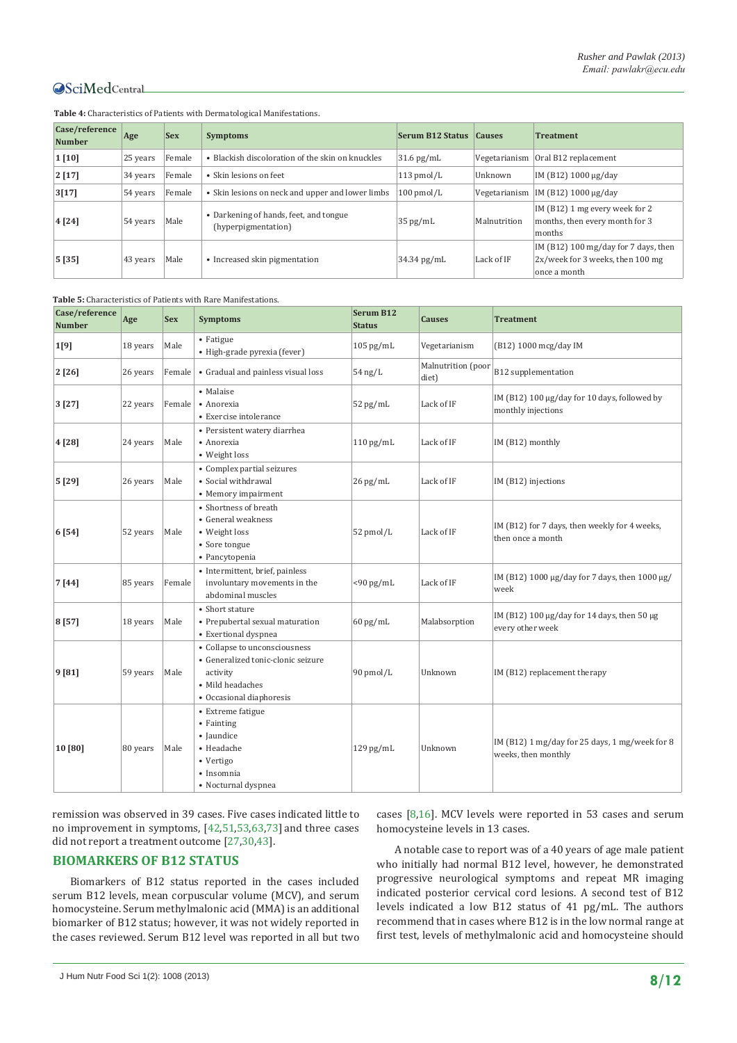**Table 4:** Characteristics of Patients with Dermatological Manifestations.

| Case/reference Number | Age | Sex | Symptoms | Serum B12 Status | Causes | Treatment |
|---|---|---|---|---|---|---|
| 1 [10] | 25 years | Female | • Blackish discoloration of the skin on knuckles | 31.6 pg/mL | Vegetarianism | Oral B12 replacement |
| 2 [17] | 34 years | Female | • Skin lesions on feet | 113 pmol/L | Unknown | IM (B12) 1000 μg/day |
| 3[17] | 54 years | Female | • Skin lesions on neck and upper and lower limbs | 100 pmol/L | Vegetarianism | IM (B12) 1000 μg/day |
| 4 [24] | 54 years | Male | • Darkening of hands, feet, and tongue (hyperpigmentation) | 35 pg/mL | Malnutrition | IM (B12) 1 mg every week for 2 months, then every month for 3 months |
| 5 [35] | 43 years | Male | • Increased skin pigmentation | 34.34 pg/mL | Lack of IF | IM (B12) 100 mg/day for 7 days, then 2x/week for 3 weeks, then 100 mg once a month |

**Table 5:** Characteristics of Patients with Rare Manifestations.

| Case/reference Number | Age | Sex | Symptoms | Serum B12 Status | Causes | Treatment |
|---|---|---|---|---|---|---|
| 1[9] | 18 years | Male | • Fatigue<br>• High-grade pyrexia (fever) | 105 pg/mL | Vegetarianism | (B12) 1000 mcg/day IM |
| 2 [26] | 26 years | Female | • Gradual and painless visual loss | 54 ng/L | Malnutrition (poor diet) | B12 supplementation |
| 3 [27] | 22 years | Female | • Malaise<br>• Anorexia<br>• Exercise intolerance | 52 pg/mL | Lack of IF | IM (B12) 100 μg/day for 10 days, followed by monthly injections |
| 4 [28] | 24 years | Male | • Persistent watery diarrhea<br>• Anorexia<br>• Weight loss | 110 pg/mL | Lack of IF | IM (B12) monthly |
| 5 [29] | 26 years | Male | • Complex partial seizures<br>• Social withdrawal<br>• Memory impairment | 26 pg/mL | Lack of IF | IM (B12) injections |
| 6 [54] | 52 years | Male | • Shortness of breath<br>• General weakness<br>• Weight loss<br>• Sore tongue<br>• Pancytopenia | 52 pmol/L | Lack of IF | IM (B12) for 7 days, then weekly for 4 weeks, then once a month |
| 7 [44] | 85 years | Female | • Intermittent, brief, painless involuntary movements in the abdominal muscles | <90 pg/mL | Lack of IF | IM (B12) 1000 μg/day for 7 days, then 1000 μg/week |
| 8 [57] | 18 years | Male | • Short stature<br>• Prepubertal sexual maturation<br>• Exertional dyspnea | 60 pg/mL | Malabsorption | IM (B12) 100 μg/day for 14 days, then 50 μg every other week |
| 9 [81] | 59 years | Male | • Collapse to unconsciousness<br>• Generalized tonic-clonic seizure activity<br>• Mild headaches<br>• Occasional diaphoresis | 90 pmol/L | Unknown | IM (B12) replacement therapy |
| 10 [80] | 80 years | Male | • Extreme fatigue<br>• Fainting<br>• Jaundice<br>• Headache<br>• Vertigo<br>• Insomnia<br>• Nocturnal dyspnea | 129 pg/mL | Unknown | IM (B12) 1 mg/day for 25 days, 1 mg/week for 8 weeks, then monthly |

remission was observed in 39 cases. Five cases indicated little to no improvement in symptoms, [42,51,53,63,73] and three cases did not report a treatment outcome [27,30,43].

## BIOMARKERS OF B12 STATUS

Biomarkers of B12 status reported in the cases included serum B12 levels, mean corpuscular volume (MCV), and serum homocysteine. Serum methylmalonic acid (MMA) is an additional biomarker of B12 status; however, it was not widely reported in the cases reviewed. Serum B12 level was reported in all but two cases [8,16]. MCV levels were reported in 53 cases and serum homocysteine levels in 13 cases.

A notable case to report was of a 40 years of age male patient who initially had normal B12 level, however, he demonstrated progressive neurological symptoms and repeat MR imaging indicated posterior cervical cord lesions. A second test of B12 levels indicated a low B12 status of 41 pg/mL. The authors recommend that in cases where B12 is in the low normal range at first test, levels of methylmalonic acid and homocysteine should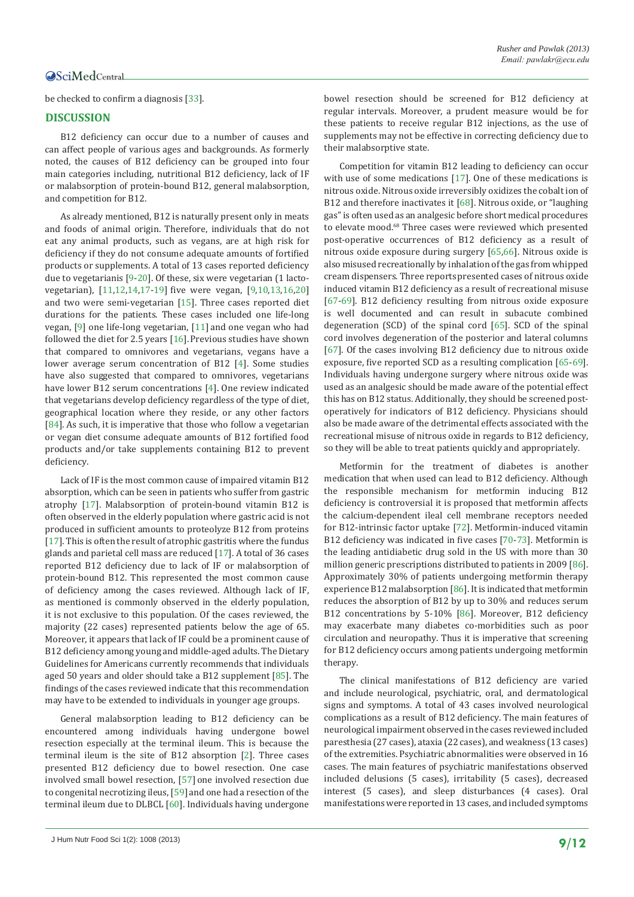be checked to confirm a diagnosis [33].

## DISCUSSION

B12 deficiency can occur due to a number of causes and can affect people of various ages and backgrounds. As formerly noted, the causes of B12 deficiency can be grouped into four main categories including, nutritional B12 deficiency, lack of IF or malabsorption of protein-bound B12, general malabsorption, and competition for B12.

As already mentioned, B12 is naturally present only in meats and foods of animal origin. Therefore, individuals that do not eat any animal products, such as vegans, are at high risk for deficiency if they do not consume adequate amounts of fortified products or supplements. A total of 13 cases reported deficiency due to vegetarianis [9-20]. Of these, six were vegetarian (1 lacto-vegetarian), [11,12,14,17-19] five were vegan, [9,10,13,16,20] and two were semi-vegetarian [15]. Three cases reported diet durations for the patients. These cases included one life-long vegan, [9] one life-long vegetarian, [11] and one vegan who had followed the diet for 2.5 years [16]. Previous studies have shown that compared to omnivores and vegetarians, vegans have a lower average serum concentration of B12 [4]. Some studies have also suggested that compared to omnivores, vegetarians have lower B12 serum concentrations [4]. One review indicated that vegetarians develop deficiency regardless of the type of diet, geographical location where they reside, or any other factors [84]. As such, it is imperative that those who follow a vegetarian or vegan diet consume adequate amounts of B12 fortified food products and/or take supplements containing B12 to prevent deficiency.

Lack of IF is the most common cause of impaired vitamin B12 absorption, which can be seen in patients who suffer from gastric atrophy [17]. Malabsorption of protein-bound vitamin B12 is often observed in the elderly population where gastric acid is not produced in sufficient amounts to proteolyze B12 from proteins [17]. This is often the result of atrophic gastritis where the fundus glands and parietal cell mass are reduced [17]. A total of 36 cases reported B12 deficiency due to lack of IF or malabsorption of protein-bound B12. This represented the most common cause of deficiency among the cases reviewed. Although lack of IF, as mentioned is commonly observed in the elderly population, it is not exclusive to this population. Of the cases reviewed, the majority (22 cases) represented patients below the age of 65. Moreover, it appears that lack of IF could be a prominent cause of B12 deficiency among young and middle-aged adults. The Dietary Guidelines for Americans currently recommends that individuals aged 50 years and older should take a B12 supplement [85]. The findings of the cases reviewed indicate that this recommendation may have to be extended to individuals in younger age groups.

General malabsorption leading to B12 deficiency can be encountered among individuals having undergone bowel resection especially at the terminal ileum. This is because the terminal ileum is the site of B12 absorption [2]. Three cases presented B12 deficiency due to bowel resection. One case involved small bowel resection, [57] one involved resection due to congenital necrotizing ileus, [59] and one had a resection of the terminal ileum due to DLBCL [60]. Individuals having undergone bowel resection should be screened for B12 deficiency at regular intervals. Moreover, a prudent measure would be for these patients to receive regular B12 injections, as the use of supplements may not be effective in correcting deficiency due to their malabsorptive state.

Competition for vitamin B12 leading to deficiency can occur with use of some medications [17]. One of these medications is nitrous oxide. Nitrous oxide irreversibly oxidizes the cobalt ion of B12 and therefore inactivates it [68]. Nitrous oxide, or "laughing gas" is often used as an analgesic before short medical procedures to elevate mood.[68] Three cases were reviewed which presented post-operative occurrences of B12 deficiency as a result of nitrous oxide exposure during surgery [65,66]. Nitrous oxide is also misused recreationally by inhalation of the gas from whipped cream dispensers. Three reports presented cases of nitrous oxide induced vitamin B12 deficiency as a result of recreational misuse [67-69]. B12 deficiency resulting from nitrous oxide exposure is well documented and can result in subacute combined degeneration (SCD) of the spinal cord [65]. SCD of the spinal cord involves degeneration of the posterior and lateral columns [67]. Of the cases involving B12 deficiency due to nitrous oxide exposure, five reported SCD as a resulting complication [65-69]. Individuals having undergone surgery where nitrous oxide was used as an analgesic should be made aware of the potential effect this has on B12 status. Additionally, they should be screened post-operatively for indicators of B12 deficiency. Physicians should also be made aware of the detrimental effects associated with the recreational misuse of nitrous oxide in regards to B12 deficiency, so they will be able to treat patients quickly and appropriately.

Metformin for the treatment of diabetes is another medication that when used can lead to B12 deficiency. Although the responsible mechanism for metformin inducing B12 deficiency is controversial it is proposed that metformin affects the calcium-dependent ileal cell membrane receptors needed for B12-intrinsic factor uptake [72]. Metformin-induced vitamin B12 deficiency was indicated in five cases [70-73]. Metformin is the leading antidiabetic drug sold in the US with more than 30 million generic prescriptions distributed to patients in 2009 [86]. Approximately 30% of patients undergoing metformin therapy experience B12 malabsorption [86]. It is indicated that metformin reduces the absorption of B12 by up to 30% and reduces serum B12 concentrations by 5-10% [86]. Moreover, B12 deficiency may exacerbate many diabetes co-morbidities such as poor circulation and neuropathy. Thus it is imperative that screening for B12 deficiency occurs among patients undergoing metformin therapy.

The clinical manifestations of B12 deficiency are varied and include neurological, psychiatric, oral, and dermatological signs and symptoms. A total of 43 cases involved neurological complications as a result of B12 deficiency. The main features of neurological impairment observed in the cases reviewed included paresthesia (27 cases), ataxia (22 cases), and weakness (13 cases) of the extremities. Psychiatric abnormalities were observed in 16 cases. The main features of psychiatric manifestations observed included delusions (5 cases), irritability (5 cases), decreased interest (5 cases), and sleep disturbances (4 cases). Oral manifestations were reported in 13 cases, and included symptoms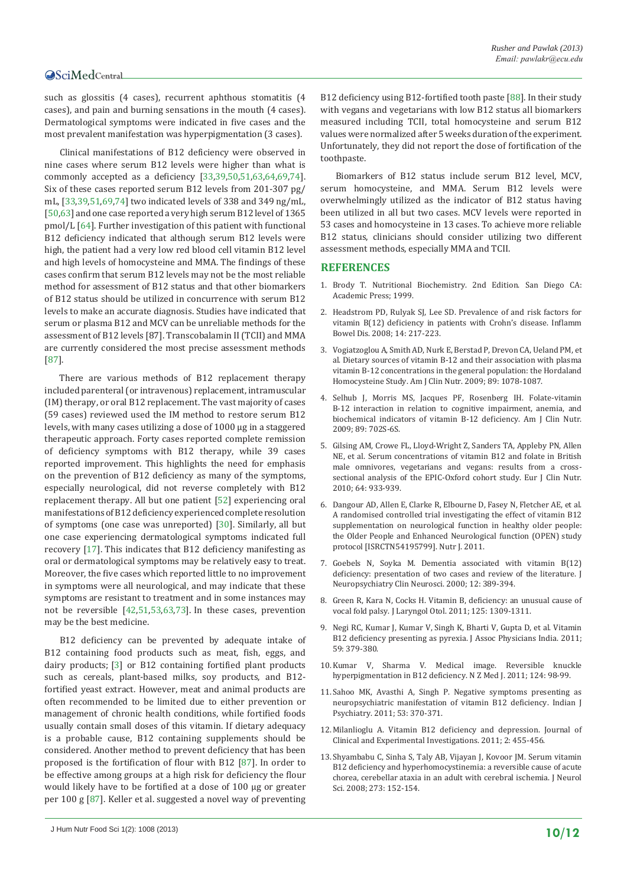such as glossitis (4 cases), recurrent aphthous stomatitis (4 cases), and pain and burning sensations in the mouth (4 cases). Dermatological symptoms were indicated in five cases and the most prevalent manifestation was hyperpigmentation (3 cases).

Clinical manifestations of B12 deficiency were observed in nine cases where serum B12 levels were higher than what is commonly accepted as a deficiency [33,39,50,51,63,64,69,74]. Six of these cases reported serum B12 levels from 201-307 pg/mL, [33,39,51,69,74] two indicated levels of 338 and 349 ng/mL, [50,63] and one case reported a very high serum B12 level of 1365 pmol/L [64]. Further investigation of this patient with functional B12 deficiency indicated that although serum B12 levels were high, the patient had a very low red blood cell vitamin B12 level and high levels of homocysteine and MMA. The findings of these cases confirm that serum B12 levels may not be the most reliable method for assessment of B12 status and that other biomarkers of B12 status should be utilized in concurrence with serum B12 levels to make an accurate diagnosis. Studies have indicated that serum or plasma B12 and MCV can be unreliable methods for the assessment of B12 levels [87]. Transcobalamin II (TCII) and MMA are currently considered the most precise assessment methods [87].

There are various methods of B12 replacement therapy included parenteral (or intravenous) replacement, intramuscular (IM) therapy, or oral B12 replacement. The vast majority of cases (59 cases) reviewed used the IM method to restore serum B12 levels, with many cases utilizing a dose of 1000 µg in a staggered therapeutic approach. Forty cases reported complete remission of deficiency symptoms with B12 therapy, while 39 cases reported improvement. This highlights the need for emphasis on the prevention of B12 deficiency as many of the symptoms, especially neurological, did not reverse completely with B12 replacement therapy. All but one patient [52] experiencing oral manifestations of B12 deficiency experienced complete resolution of symptoms (one case was unreported) [30]. Similarly, all but one case experiencing dermatological symptoms indicated full recovery [17]. This indicates that B12 deficiency manifesting as oral or dermatological symptoms may be relatively easy to treat. Moreover, the five cases which reported little to no improvement in symptoms were all neurological, and may indicate that these symptoms are resistant to treatment and in some instances may not be reversible [42,51,53,63,73]. In these cases, prevention may be the best medicine.

B12 deficiency can be prevented by adequate intake of B12 containing food products such as meat, fish, eggs, and dairy products; [3] or B12 containing fortified plant products such as cereals, plant-based milks, soy products, and B12-fortified yeast extract. However, meat and animal products are often recommended to be limited due to either prevention or management of chronic health conditions, while fortified foods usually contain small doses of this vitamin. If dietary adequacy is a probable cause, B12 containing supplements should be considered. Another method to prevent deficiency that has been proposed is the fortification of flour with B12 [87]. In order to be effective among groups at a high risk for deficiency the flour would likely have to be fortified at a dose of 100 µg or greater per 100 g [87]. Keller et al. suggested a novel way of preventing B12 deficiency using B12-fortified tooth paste [88]. In their study with vegans and vegetarians with low B12 status all biomarkers measured including TCII, total homocysteine and serum B12 values were normalized after 5 weeks duration of the experiment. Unfortunately, they did not report the dose of fortification of the toothpaste.

Biomarkers of B12 status include serum B12 level, MCV, serum homocysteine, and MMA. Serum B12 levels were overwhelmingly utilized as the indicator of B12 status having been utilized in all but two cases. MCV levels were reported in 53 cases and homocysteine in 13 cases. To achieve more reliable B12 status, clinicians should consider utilizing two different assessment methods, especially MMA and TCII.

## REFERENCES

1. Brody T. Nutritional Biochemistry. 2nd Edition. San Diego CA: Academic Press; 1999.
2. Headstrom PD, Rulyak SJ, Lee SD. Prevalence of and risk factors for vitamin B(12) deficiency in patients with Crohn's disease. Inflamm Bowel Dis. 2008; 14: 217-223.
3. Vogiatzoglou A, Smith AD, Nurk E, Berstad P, Drevon CA, Ueland PM, et al. Dietary sources of vitamin B-12 and their association with plasma vitamin B-12 concentrations in the general population: the Hordaland Homocysteine Study. Am J Clin Nutr. 2009; 89: 1078-1087.
4. Selhub J, Morris MS, Jacques PF, Rosenberg IH. Folate-vitamin B-12 interaction in relation to cognitive impairment, anemia, and biochemical indicators of vitamin B-12 deficiency. Am J Clin Nutr. 2009; 89: 702S-6S.
5. Gilsing AM, Crowe FL, Lloyd-Wright Z, Sanders TA, Appleby PN, Allen NE, et al. Serum concentrations of vitamin B12 and folate in British male omnivores, vegetarians and vegans: results from a cross-sectional analysis of the EPIC-Oxford cohort study. Eur J Clin Nutr. 2010; 64: 933-939.
6. Dangour AD, Allen E, Clarke R, Elbourne D, Fasey N, Fletcher AE, et al. A randomised controlled trial investigating the effect of vitamin B12 supplementation on neurological function in healthy older people: the Older People and Enhanced Neurological function (OPEN) study protocol [ISRCTN54195799]. Nutr J. 2011.
7. Goebels N, Soyka M. Dementia associated with vitamin B(12) deficiency: presentation of two cases and review of the literature. J Neuropsychiatry Clin Neurosci. 2000; 12: 389-394.
8. Green R, Kara N, Cocks H. Vitamin B, deficiency: an unusual cause of vocal fold palsy. J Laryngol Otol. 2011; 125: 1309-1311.
9. Negi RC, Kumar J, Kumar V, Singh K, Bharti V, Gupta D, et al. Vitamin B12 deficiency presenting as pyrexia. J Assoc Physicians India. 2011; 59: 379-380.
10. Kumar V, Sharma V. Medical image. Reversible knuckle hyperpigmentation in B12 deficiency. N Z Med J. 2011; 124: 98-99.
11. Sahoo MK, Avasthi A, Singh P. Negative symptoms presenting as neuropsychiatric manifestation of vitamin B12 deficiency. Indian J Psychiatry. 2011; 53: 370-371.
12. Milanlioglu A. Vitamin B12 deficiency and depression. Journal of Clinical and Experimental Investigations. 2011; 2: 455-456.
13. Shyambabu C, Sinha S, Taly AB, Vijayan J, Kovoor JM. Serum vitamin B12 deficiency and hyperhomocystinemia: a reversible cause of acute chorea, cerebellar ataxia in an adult with cerebral ischemia. J Neurol Sci. 2008; 273: 152-154.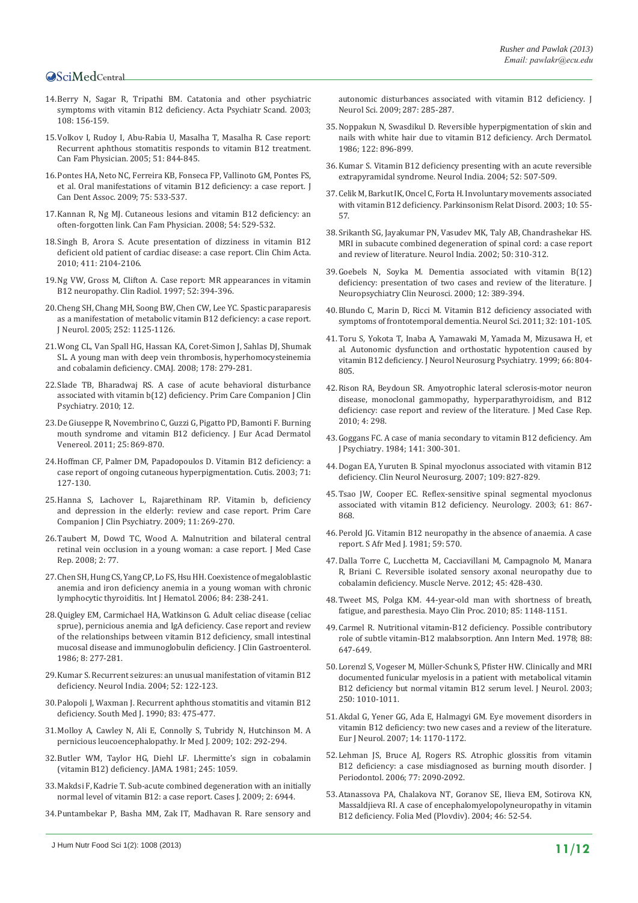14. Berry N, Sagar R, Tripathi BM. Catatonia and other psychiatric symptoms with vitamin B12 deficiency. Acta Psychiatr Scand. 2003; 108: 156-159.
15. Volkov I, Rudoy I, Abu-Rabia U, Masalha T, Masalha R. Case report: Recurrent aphthous stomatitis responds to vitamin B12 treatment. Can Fam Physician. 2005; 51: 844-845.
16. Pontes HA, Neto NC, Ferreira KB, Fonseca FP, Vallinoto GM, Pontes FS, et al. Oral manifestations of vitamin B12 deficiency: a case report. J Can Dent Assoc. 2009; 75: 533-537.
17. Kannan R, Ng MJ. Cutaneous lesions and vitamin B12 deficiency: an often-forgotten link. Can Fam Physician. 2008; 54: 529-532.
18. Singh B, Arora S. Acute presentation of dizziness in vitamin B12 deficient old patient of cardiac disease: a case report. Clin Chim Acta. 2010; 411: 2104-2106.
19. Ng VW, Gross M, Clifton A. Case report: MR appearances in vitamin B12 neuropathy. Clin Radiol. 1997; 52: 394-396.
20. Cheng SH, Chang MH, Soong BW, Chen CW, Lee YC. Spastic paraparesis as a manifestation of metabolic vitamin B12 deficiency: a case report. J Neurol. 2005; 252: 1125-1126.
21. Wong CL, Van Spall HG, Hassan KA, Coret-Simon J, Sahlas DJ, Shumak SL. A young man with deep vein thrombosis, hyperhomocysteinemia and cobalamin deficiency. CMAJ. 2008; 178: 279-281.
22. Slade TB, Bharadwaj RS. A case of acute behavioral disturbance associated with vitamin b(12) deficiency. Prim Care Companion J Clin Psychiatry. 2010; 12.
23. De Giuseppe R, Novembrino C, Guzzi G, Pigatto PD, Bamonti F. Burning mouth syndrome and vitamin B12 deficiency. J Eur Acad Dermatol Venereol. 2011; 25: 869-870.
24. Hoffman CF, Palmer DM, Papadopoulos D. Vitamin B12 deficiency: a case report of ongoing cutaneous hyperpigmentation. Cutis. 2003; 71: 127-130.
25. Hanna S, Lachover L, Rajarethinam RP. Vitamin b, deficiency and depression in the elderly: review and case report. Prim Care Companion J Clin Psychiatry. 2009; 11: 269-270.
26. Taubert M, Dowd TC, Wood A. Malnutrition and bilateral central retinal vein occlusion in a young woman: a case report. J Med Case Rep. 2008; 2: 77.
27. Chen SH, Hung CS, Yang CP, Lo FS, Hsu HH. Coexistence of megaloblastic anemia and iron deficiency anemia in a young woman with chronic lymphocytic thyroiditis. Int J Hematol. 2006; 84: 238-241.
28. Quigley EM, Carmichael HA, Watkinson G. Adult celiac disease (celiac sprue), pernicious anemia and IgA deficiency. Case report and review of the relationships between vitamin B12 deficiency, small intestinal mucosal disease and immunoglobulin deficiency. J Clin Gastroenterol. 1986; 8: 277-281.
29. Kumar S. Recurrent seizures: an unusual manifestation of vitamin B12 deficiency. Neurol India. 2004; 52: 122-123.
30. Palopoli J, Waxman J. Recurrent aphthous stomatitis and vitamin B12 deficiency. South Med J. 1990; 83: 475-477.
31. Molloy A, Cawley N, Ali E, Connolly S, Tubridy N, Hutchinson M. A pernicious leucoencephalopathy. Ir Med J. 2009; 102: 292-294.
32. Butler WM, Taylor HG, Diehl LF. Lhermitte's sign in cobalamin (vitamin B12) deficiency. JAMA. 1981; 245: 1059.
33. Makdsi F, Kadrie T. Sub-acute combined degeneration with an initially normal level of vitamin B12: a case report. Cases J. 2009; 2: 6944.
34. Puntambekar P, Basha MM, Zak IT, Madhavan R. Rare sensory and autonomic disturbances associated with vitamin B12 deficiency. J Neurol Sci. 2009; 287: 285-287.
35. Noppakun N, Swasdikul D. Reversible hyperpigmentation of skin and nails with white hair due to vitamin B12 deficiency. Arch Dermatol. 1986; 122: 896-899.
36. Kumar S. Vitamin B12 deficiency presenting with an acute reversible extrapyramidal syndrome. Neurol India. 2004; 52: 507-509.
37. Celik M, Barkut IK, Oncel C, Forta H. Involuntary movements associated with vitamin B12 deficiency. Parkinsonism Relat Disord. 2003; 10: 55-57.
38. Srikanth SG, Jayakumar PN, Vasudev MK, Taly AB, Chandrashekar HS. MRI in subacute combined degeneration of spinal cord: a case report and review of literature. Neurol India. 2002; 50: 310-312.
39. Goebels N, Soyka M. Dementia associated with vitamin B(12) deficiency: presentation of two cases and review of the literature. J Neuropsychiatry Clin Neurosci. 2000; 12: 389-394.
40. Blundo C, Marin D, Ricci M. Vitamin B12 deficiency associated with symptoms of frontotemporal dementia. Neurol Sci. 2011; 32: 101-105.
41. Toru S, Yokota T, Inaba A, Yamawaki M, Yamada M, Mizusawa H, et al. Autonomic dysfunction and orthostatic hypotention caused by vitamin B12 deficiency. J Neurol Neurosurg Psychiatry. 1999; 66: 804-805.
42. Rison RA, Beydoun SR. Amyotrophic lateral sclerosis-motor neuron disease, monoclonal gammopathy, hyperparathyroidism, and B12 deficiency: case report and review of the literature. J Med Case Rep. 2010; 4: 298.
43. Goggans FC. A case of mania secondary to vitamin B12 deficiency. Am J Psychiatry. 1984; 141: 300-301.
44. Dogan EA, Yuruten B. Spinal myoclonus associated with vitamin B12 deficiency. Clin Neurol Neurosurg. 2007; 109: 827-829.
45. Tsao JW, Cooper EC. Reflex-sensitive spinal segmental myoclonus associated with vitamin B12 deficiency. Neurology. 2003; 61: 867-868.
46. Perold JG. Vitamin B12 neuropathy in the absence of anaemia. A case report. S Afr Med J. 1981; 59: 570.
47. Dalla Torre C, Lucchetta M, Cacciavillani M, Campagnolo M, Manara R, Briani C. Reversible isolated sensory axonal neuropathy due to cobalamin deficiency. Muscle Nerve. 2012; 45: 428-430.
48. Tweet MS, Polga KM. 44-year-old man with shortness of breath, fatigue, and paresthesia. Mayo Clin Proc. 2010; 85: 1148-1151.
49. Carmel R. Nutritional vitamin-B12 deficiency. Possible contributory role of subtle vitamin-B12 malabsorption. Ann Intern Med. 1978; 88: 647-649.
50. Lorenzl S, Vogeser M, Müller-Schunk S, Pfister HW. Clinically and MRI documented funicular myelosis in a patient with metabolical vitamin B12 deficiency but normal vitamin B12 serum level. J Neurol. 2003; 250: 1010-1011.
51. Akdal G, Yener GG, Ada E, Halmagyi GM. Eye movement disorders in vitamin B12 deficiency: two new cases and a review of the literature. Eur J Neurol. 2007; 14: 1170-1172.
52. Lehman JS, Bruce AJ, Rogers RS. Atrophic glossitis from vitamin B12 deficiency: a case misdiagnosed as burning mouth disorder. J Periodontol. 2006; 77: 2090-2092.
53. Atanassova PA, Chalakova NT, Goranov SE, Ilieva EM, Sotirova KN, Massaldjieva RI. A case of encephalomyelopolyneuropathy in vitamin B12 deficiency. Folia Med (Plovdiv). 2004; 46: 52-54.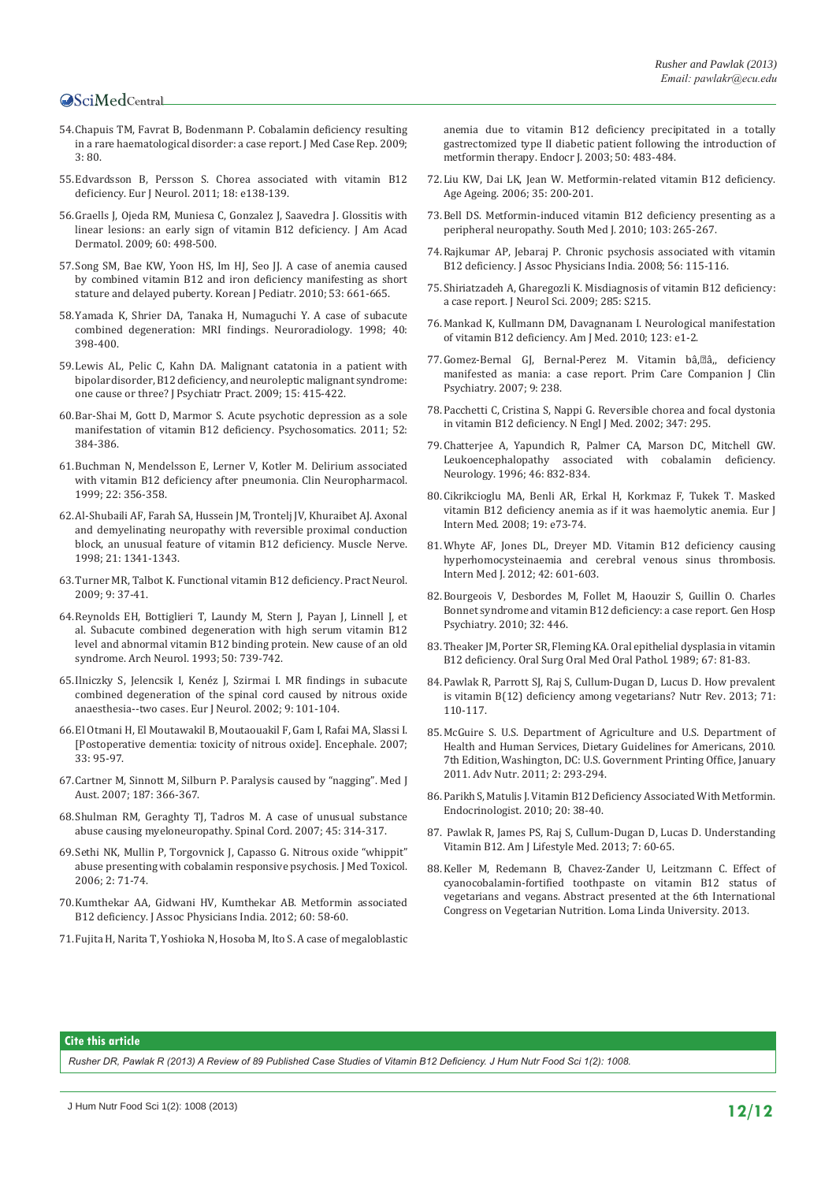54. Chapuis TM, Favrat B, Bodenmann P. Cobalamin deficiency resulting in a rare haematological disorder: a case report. J Med Case Rep. 2009; 3: 80.

55. Edvardsson B, Persson S. Chorea associated with vitamin B12 deficiency. Eur J Neurol. 2011; 18: e138-139.

56. Graells J, Ojeda RM, Muniesa C, Gonzalez J, Saavedra J. Glossitis with linear lesions: an early sign of vitamin B12 deficiency. J Am Acad Dermatol. 2009; 60: 498-500.

57. Song SM, Bae KW, Yoon HS, Im HJ, Seo JJ. A case of anemia caused by combined vitamin B12 and iron deficiency manifesting as short stature and delayed puberty. Korean J Pediatr. 2010; 53: 661-665.

58. Yamada K, Shrier DA, Tanaka H, Numaguchi Y. A case of subacute combined degeneration: MRI findings. Neuroradiology. 1998; 40: 398-400.

59. Lewis AL, Pelic C, Kahn DA. Malignant catatonia in a patient with bipolar disorder, B12 deficiency, and neuroleptic malignant syndrome: one cause or three? J Psychiatr Pract. 2009; 15: 415-422.

60. Bar-Shai M, Gott D, Marmor S. Acute psychotic depression as a sole manifestation of vitamin B12 deficiency. Psychosomatics. 2011; 52: 384-386.

61. Buchman N, Mendelsson E, Lerner V, Kotler M. Delirium associated with vitamin B12 deficiency after pneumonia. Clin Neuropharmacol. 1999; 22: 356-358.

62. Al-Shubaili AF, Farah SA, Hussein JM, Trontelj JV, Khuraibet AJ. Axonal and demyelinating neuropathy with reversible proximal conduction block, an unusual feature of vitamin B12 deficiency. Muscle Nerve. 1998; 21: 1341-1343.

63. Turner MR, Talbot K. Functional vitamin B12 deficiency. Pract Neurol. 2009; 9: 37-41.

64. Reynolds EH, Bottiglieri T, Laundy M, Stern J, Payan J, Linnell J, et al. Subacute combined degeneration with high serum vitamin B12 level and abnormal vitamin B12 binding protein. New cause of an old syndrome. Arch Neurol. 1993; 50: 739-742.

65. Ilniczky S, Jelencsik I, Kenéz J, Szirmai I. MR findings in subacute combined degeneration of the spinal cord caused by nitrous oxide anaesthesia--two cases. Eur J Neurol. 2002; 9: 101-104.

66. El Otmani H, El Moutawakil B, Moutaouakil F, Gam I, Rafai MA, Slassi I. [Postoperative dementia: toxicity of nitrous oxide]. Encephale. 2007; 33: 95-97.

67. Cartner M, Sinnott M, Silburn P. Paralysis caused by "nagging". Med J Aust. 2007; 187: 366-367.

68. Shulman RM, Geraghty TJ, Tadros M. A case of unusual substance abuse causing myeloneuropathy. Spinal Cord. 2007; 45: 314-317.

69. Sethi NK, Mullin P, Torgovnick J, Capasso G. Nitrous oxide "whippit" abuse presenting with cobalamin responsive psychosis. J Med Toxicol. 2006; 2: 71-74.

70. Kumthekar AA, Gidwani HV, Kumthekar AB. Metformin associated B12 deficiency. J Assoc Physicians India. 2012; 60: 58-60.

71. Fujita H, Narita T, Yoshioka N, Hosoba M, Ito S. A case of megaloblastic anemia due to vitamin B12 deficiency precipitated in a totally gastrectomized type II diabetic patient following the introduction of metformin therapy. Endocr J. 2003; 50: 483-484.

72. Liu KW, Dai LK, Jean W. Metformin-related vitamin B12 deficiency. Age Ageing. 2006; 35: 200-201.

73. Bell DS. Metformin-induced vitamin B12 deficiency presenting as a peripheral neuropathy. South Med J. 2010; 103: 265-267.

74. Rajkumar AP, Jebaraj P. Chronic psychosis associated with vitamin B12 deficiency. J Assoc Physicians India. 2008; 56: 115-116.

75. Shiriatzadeh A, Gharegozli K. Misdiagnosis of vitamin B12 deficiency: a case report. J Neurol Sci. 2009; 285: S215.

76. Mankad K, Kullmann DM, Davagnanam I. Neurological manifestation of vitamin B12 deficiency. Am J Med. 2010; 123: e1-2.

77. Gomez-Bernal GJ, Bernal-Perez M. Vitamin bâ,,â,, deficiency manifested as mania: a case report. Prim Care Companion J Clin Psychiatry. 2007; 9: 238.

78. Pacchetti C, Cristina S, Nappi G. Reversible chorea and focal dystonia in vitamin B12 deficiency. N Engl J Med. 2002; 347: 295.

79. Chatterjee A, Yapundich R, Palmer CA, Marson DC, Mitchell GW. Leukoencephalopathy associated with cobalamin deficiency. Neurology. 1996; 46: 832-834.

80. Cikrikcioglu MA, Benli AR, Erkal H, Korkmaz F, Tukek T. Masked vitamin B12 deficiency anemia as if it was haemolytic anemia. Eur J Intern Med. 2008; 19: e73-74.

81. Whyte AF, Jones DL, Dreyer MD. Vitamin B12 deficiency causing hyperhomocysteinaemia and cerebral venous sinus thrombosis. Intern Med J. 2012; 42: 601-603.

82. Bourgeois V, Desbordes M, Follet M, Haouzir S, Guillin O. Charles Bonnet syndrome and vitamin B12 deficiency: a case report. Gen Hosp Psychiatry. 2010; 32: 446.

83. Theaker JM, Porter SR, Fleming KA. Oral epithelial dysplasia in vitamin B12 deficiency. Oral Surg Oral Med Oral Pathol. 1989; 67: 81-83.

84. Pawlak R, Parrott SJ, Raj S, Cullum-Dugan D, Lucus D. How prevalent is vitamin B(12) deficiency among vegetarians? Nutr Rev. 2013; 71: 110-117.

85. McGuire S. U.S. Department of Agriculture and U.S. Department of Health and Human Services, Dietary Guidelines for Americans, 2010. 7th Edition, Washington, DC: U.S. Government Printing Office, January 2011. Adv Nutr. 2011; 2: 293-294.

86. Parikh S, Matulis J. Vitamin B12 Deficiency Associated With Metformin. Endocrinologist. 2010; 20: 38-40.

87. Pawlak R, James PS, Raj S, Cullum-Dugan D, Lucas D. Understanding Vitamin B12. Am J Lifestyle Med. 2013; 7: 60-65.

88. Keller M, Redemann B, Chavez-Zander U, Leitzmann C. Effect of cyanocobalamin-fortified toothpaste on vitamin B12 status of vegetarians and vegans. Abstract presented at the 6th International Congress on Vegetarian Nutrition. Loma Linda University. 2013.

**Cite this article**

*Rusher DR, Pawlak R (2013) A Review of 89 Published Case Studies of Vitamin B12 Deficiency. J Hum Nutr Food Sci 1(2): 1008.*